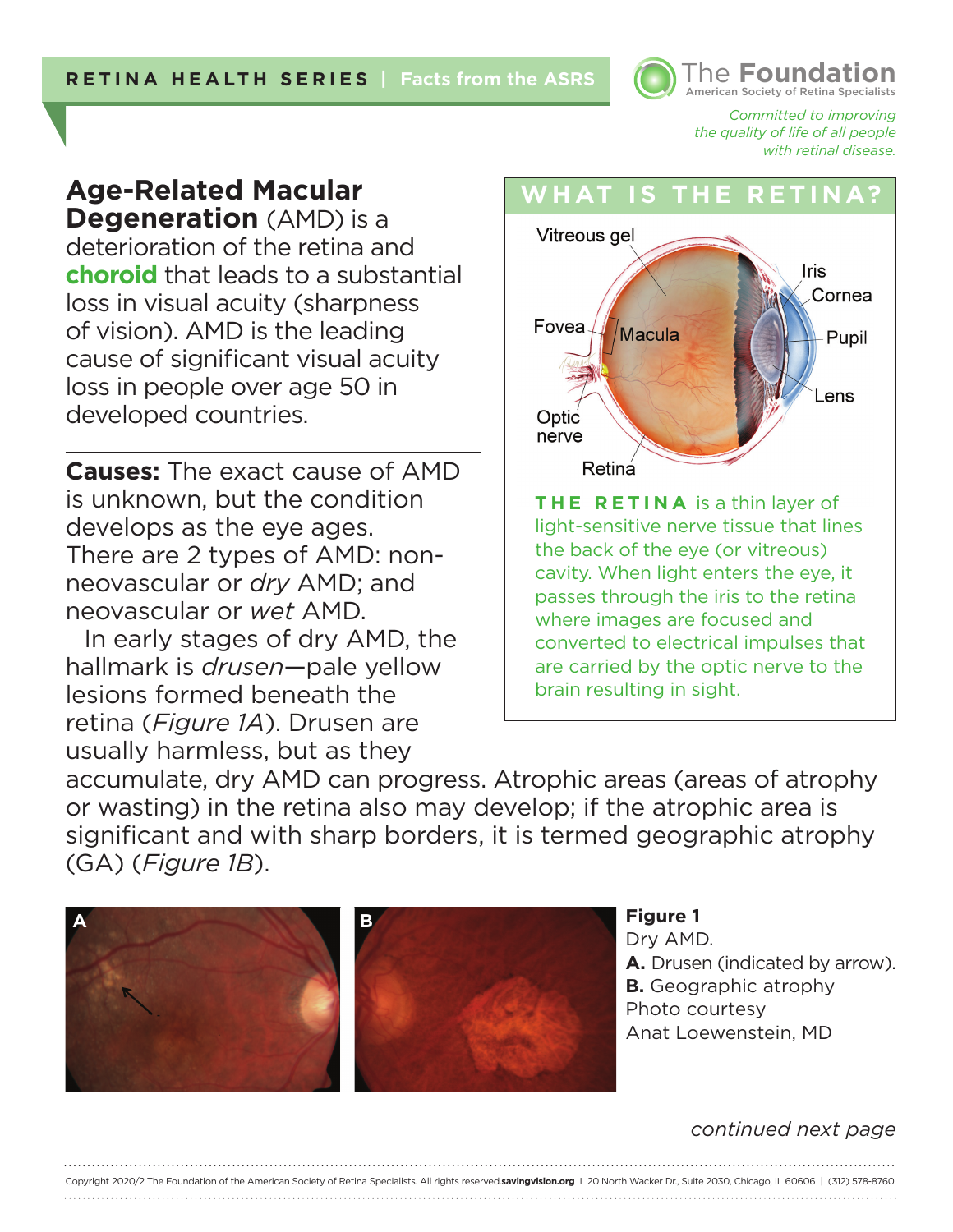RETINA HEALTH SERIES | Facts from the ASRS

The Foundation
American Society of Retina Specialists

*Committed to improving the quality of life of all people with retinal disease.*

# Age-Related Macular Degeneration

**Age-Related Macular Degeneration** (AMD) is a deterioration of the retina and **choroid** that leads to a substantial loss in visual acuity (sharpness of vision). AMD is the leading cause of significant visual acuity loss in people over age 50 in developed countries.

## WHAT IS THE RETINA?

Vitreous gel, Iris, Cornea, Fovea, Macula, Pupil, Lens, Optic nerve, Retina

**THE RETINA** is a thin layer of light-sensitive nerve tissue that lines the back of the eye (or vitreous) cavity. When light enters the eye, it passes through the iris to the retina where images are focused and converted to electrical impulses that are carried by the optic nerve to the brain resulting in sight.

**Causes:** The exact cause of AMD is unknown, but the condition develops as the eye ages. There are 2 types of AMD: non-neovascular or *dry* AMD; and neovascular or *wet* AMD.

In early stages of dry AMD, the hallmark is *drusen*—pale yellow lesions formed beneath the retina (*Figure 1A*). Drusen are usually harmless, but as they accumulate, dry AMD can progress. Atrophic areas (areas of atrophy or wasting) in the retina also may develop; if the atrophic area is significant and with sharp borders, it is termed geographic atrophy (GA) (*Figure 1B*).

**Figure 1**
Dry AMD.
**A.** Drusen (indicated by arrow).
**B.** Geographic atrophy
Photo courtesy
Anat Loewenstein, MD

*continued next page*

Copyright 2020/2 The Foundation of the American Society of Retina Specialists. All rights reserved. **savingvision.org** | 20 North Wacker Dr., Suite 2030, Chicago, IL 60606 | (312) 578-8760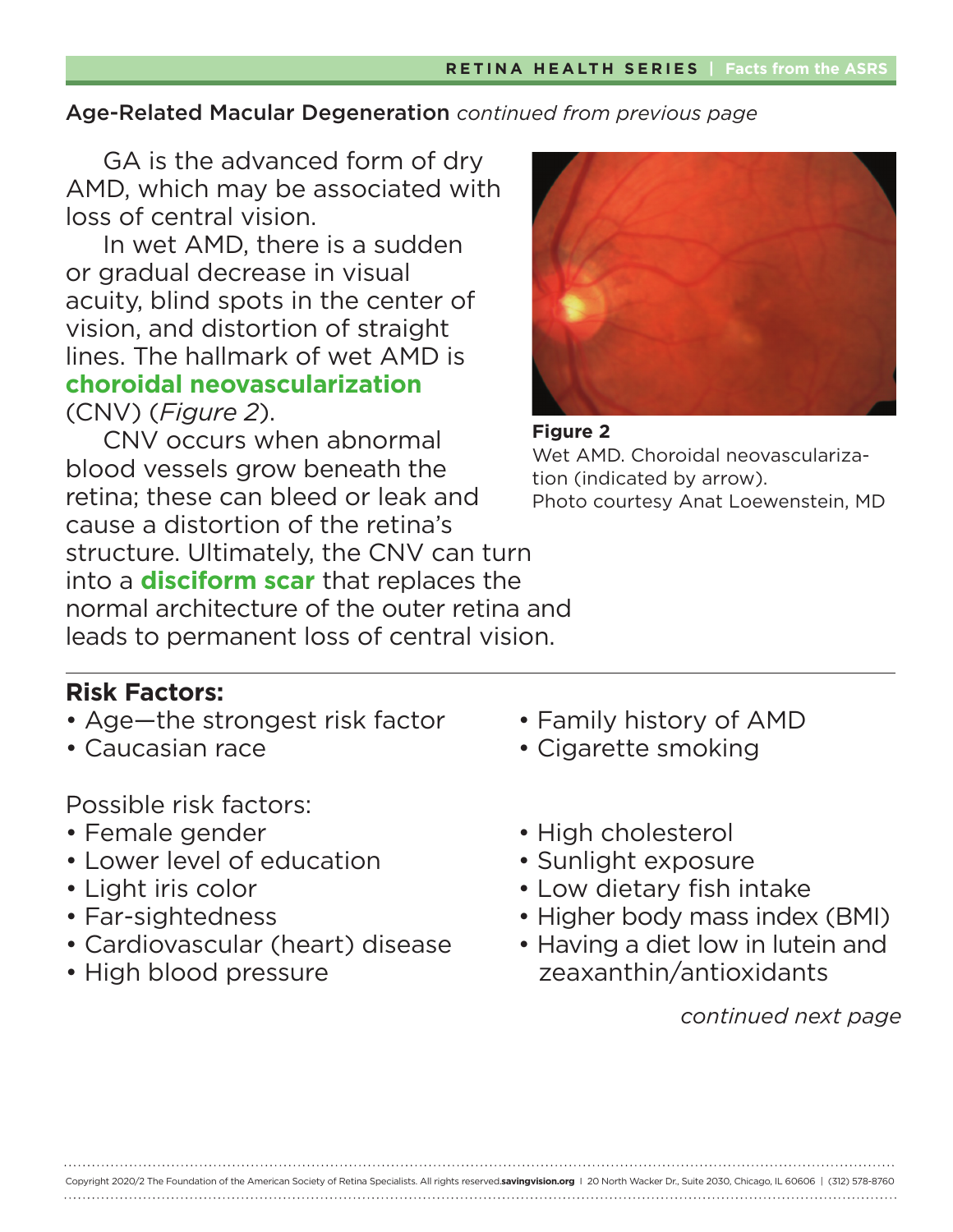## Age-Related Macular Degeneration *continued from previous page*

GA is the advanced form of dry AMD, which may be associated with loss of central vision.

In wet AMD, there is a sudden or gradual decrease in visual acuity, blind spots in the center of vision, and distortion of straight lines. The hallmark of wet AMD is **choroidal neovascularization** (CNV) (*Figure 2*).

CNV occurs when abnormal blood vessels grow beneath the retina; these can bleed or leak and cause a distortion of the retina's structure. Ultimately, the CNV can turn into a **disciform scar** that replaces the normal architecture of the outer retina and leads to permanent loss of central vision.

**Figure 2**
Wet AMD. Choroidal neovascularization (indicated by arrow).
Photo courtesy Anat Loewenstein, MD

### Risk Factors:

- Age—the strongest risk factor
- Caucasian race
- Family history of AMD
- Cigarette smoking

Possible risk factors:

- Female gender
- Lower level of education
- Light iris color
- Far-sightedness
- Cardiovascular (heart) disease
- High blood pressure
- High cholesterol
- Sunlight exposure
- Low dietary fish intake
- Higher body mass index (BMI)
- Having a diet low in lutein and zeaxanthin/antioxidants

*continued next page*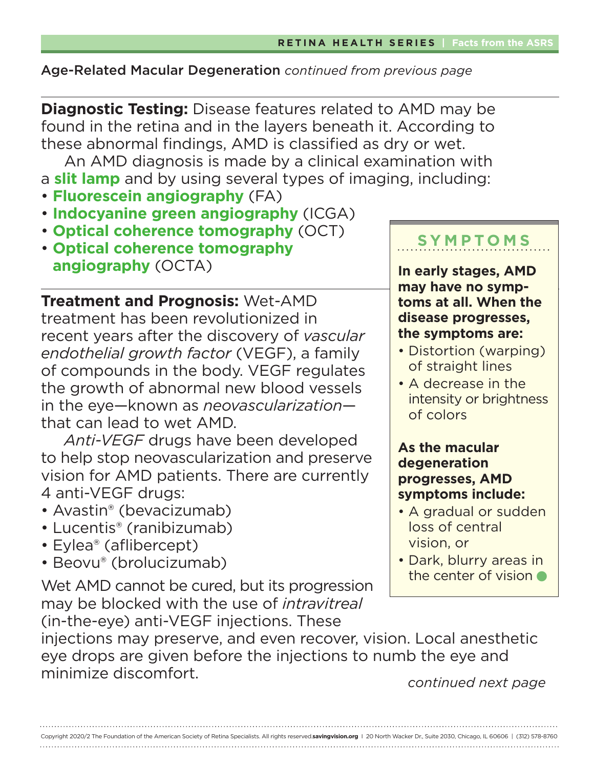Age-Related Macular Degeneration *continued from previous page*

**Diagnostic Testing:** Disease features related to AMD may be found in the retina and in the layers beneath it. According to these abnormal findings, AMD is classified as dry or wet.

An AMD diagnosis is made by a clinical examination with a **slit lamp** and by using several types of imaging, including:

- **Fluorescein angiography** (FA)
- **Indocyanine green angiography** (ICGA)
- **Optical coherence tomography** (OCT)
- **Optical coherence tomography angiography** (OCTA)

**Treatment and Prognosis:** Wet-AMD treatment has been revolutionized in recent years after the discovery of *vascular endothelial growth factor* (VEGF), a family of compounds in the body. VEGF regulates the growth of abnormal new blood vessels in the eye—known as *neovascularization*—that can lead to wet AMD.

*Anti-VEGF* drugs have been developed to help stop neovascularization and preserve vision for AMD patients. There are currently 4 anti-VEGF drugs:

- Avastin® (bevacizumab)
- Lucentis® (ranibizumab)
- Eylea® (aflibercept)
- Beovu® (brolucizumab)

Wet AMD cannot be cured, but its progression may be blocked with the use of *intravitreal* (in-the-eye) anti-VEGF injections. These injections may preserve, and even recover, vision. Local anesthetic eye drops are given before the injections to numb the eye and minimize discomfort.

## SYMPTOMS

**In early stages, AMD may have no symptoms at all. When the disease progresses, the symptoms are:**

- Distortion (warping) of straight lines
- A decrease in the intensity or brightness of colors

**As the macular degeneration progresses, AMD symptoms include:**

- A gradual or sudden loss of central vision, or
- Dark, blurry areas in the center of vision

*continued next page*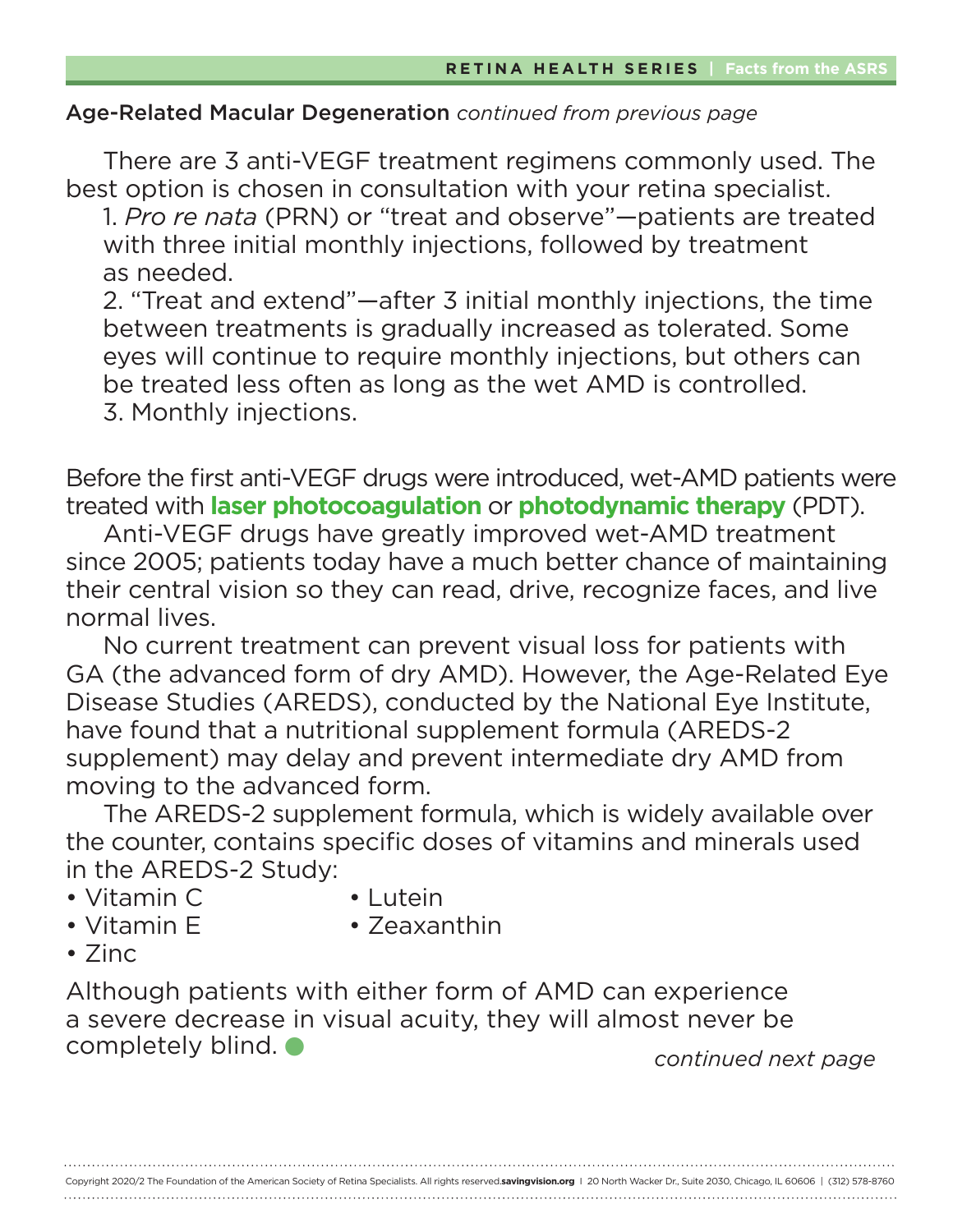Age-Related Macular Degeneration *continued from previous page*

There are 3 anti-VEGF treatment regimens commonly used. The best option is chosen in consultation with your retina specialist.

1. *Pro re nata* (PRN) or "treat and observe"—patients are treated with three initial monthly injections, followed by treatment as needed.
2. "Treat and extend"—after 3 initial monthly injections, the time between treatments is gradually increased as tolerated. Some eyes will continue to require monthly injections, but others can be treated less often as long as the wet AMD is controlled.
3. Monthly injections.

Before the first anti-VEGF drugs were introduced, wet-AMD patients were treated with **laser photocoagulation** or **photodynamic therapy** (PDT).

Anti-VEGF drugs have greatly improved wet-AMD treatment since 2005; patients today have a much better chance of maintaining their central vision so they can read, drive, recognize faces, and live normal lives.

No current treatment can prevent visual loss for patients with GA (the advanced form of dry AMD). However, the Age-Related Eye Disease Studies (AREDS), conducted by the National Eye Institute, have found that a nutritional supplement formula (AREDS-2 supplement) may delay and prevent intermediate dry AMD from moving to the advanced form.

The AREDS-2 supplement formula, which is widely available over the counter, contains specific doses of vitamins and minerals used in the AREDS-2 Study:

- Vitamin C
- Vitamin E
- Zinc
- Lutein
- Zeaxanthin

Although patients with either form of AMD can experience a severe decrease in visual acuity, they will almost never be completely blind.

*continued next page*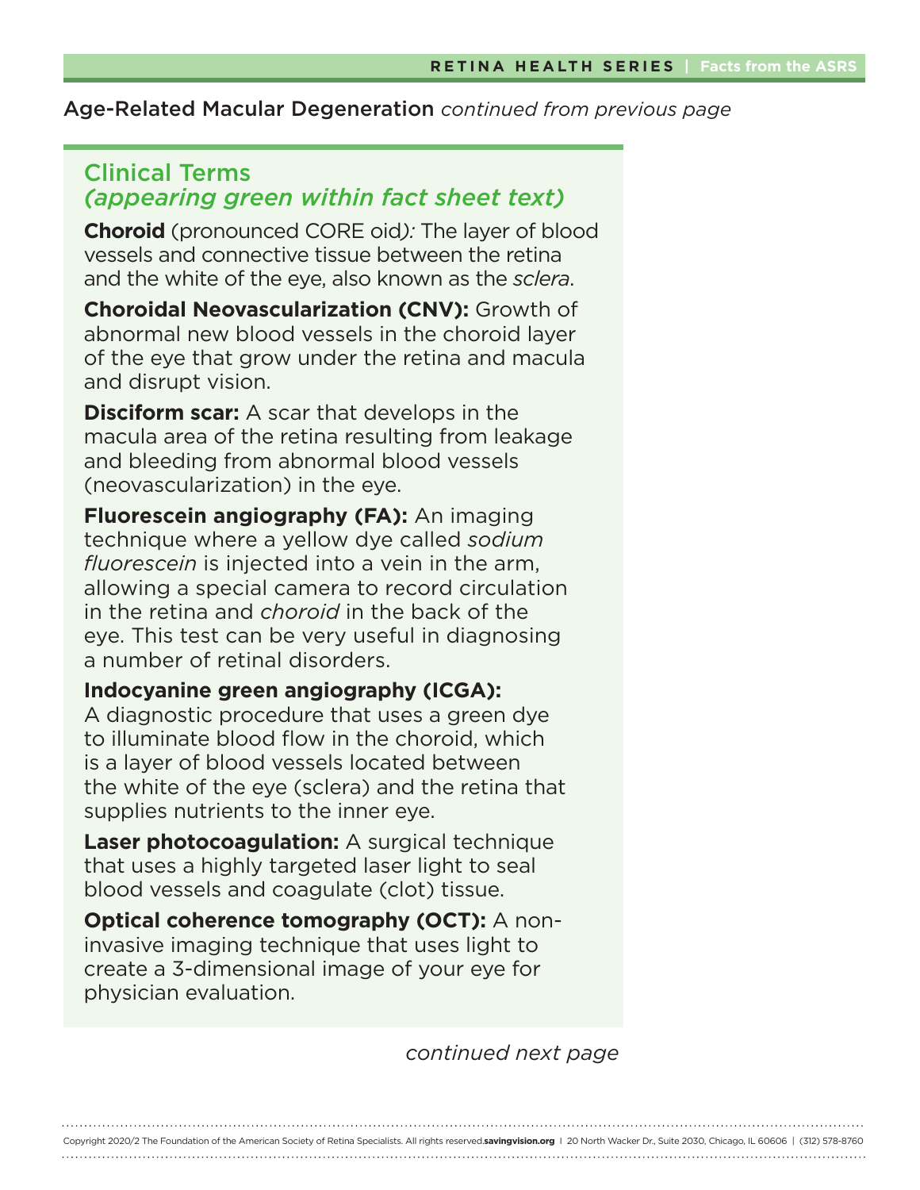Age-Related Macular Degeneration *continued from previous page*

## Clinical Terms *(appearing green within fact sheet text)*

**Choroid** (pronounced CORE oid*):* The layer of blood vessels and connective tissue between the retina and the white of the eye, also known as the *sclera*.

**Choroidal Neovascularization (CNV):** Growth of abnormal new blood vessels in the choroid layer of the eye that grow under the retina and macula and disrupt vision.

**Disciform scar:** A scar that develops in the macula area of the retina resulting from leakage and bleeding from abnormal blood vessels (neovascularization) in the eye.

**Fluorescein angiography (FA):** An imaging technique where a yellow dye called *sodium fluorescein* is injected into a vein in the arm, allowing a special camera to record circulation in the retina and *choroid* in the back of the eye. This test can be very useful in diagnosing a number of retinal disorders.

**Indocyanine green angiography (ICGA):** A diagnostic procedure that uses a green dye to illuminate blood flow in the choroid, which is a layer of blood vessels located between the white of the eye (sclera) and the retina that supplies nutrients to the inner eye.

**Laser photocoagulation:** A surgical technique that uses a highly targeted laser light to seal blood vessels and coagulate (clot) tissue.

**Optical coherence tomography (OCT):** A non-invasive imaging technique that uses light to create a 3-dimensional image of your eye for physician evaluation.

*continued next page*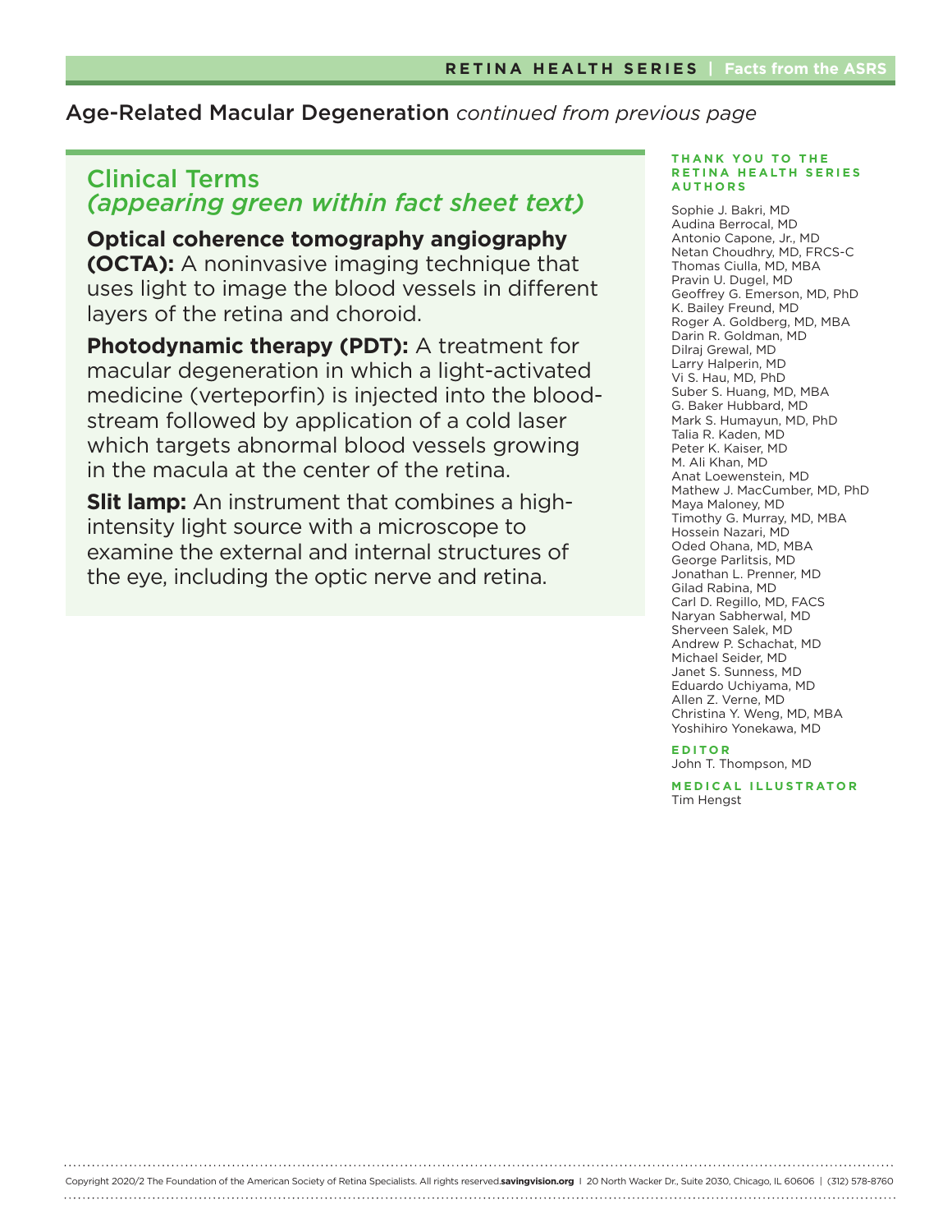Age-Related Macular Degeneration *continued from previous page*

## Clinical Terms
### *(appearing green within fact sheet text)*

**Optical coherence tomography angiography (OCTA):** A noninvasive imaging technique that uses light to image the blood vessels in different layers of the retina and choroid.

**Photodynamic therapy (PDT):** A treatment for macular degeneration in which a light-activated medicine (verteporfin) is injected into the bloodstream followed by application of a cold laser which targets abnormal blood vessels growing in the macula at the center of the retina.

**Slit lamp:** An instrument that combines a high-intensity light source with a microscope to examine the external and internal structures of the eye, including the optic nerve and retina.

**THANK YOU TO THE RETINA HEALTH SERIES AUTHORS**

Sophie J. Bakri, MD
Audina Berrocal, MD
Antonio Capone, Jr., MD
Netan Choudhry, MD, FRCS-C
Thomas Ciulla, MD, MBA
Pravin U. Dugel, MD
Geoffrey G. Emerson, MD, PhD
K. Bailey Freund, MD
Roger A. Goldberg, MD, MBA
Darin R. Goldman, MD
Dilraj Grewal, MD
Larry Halperin, MD
Vi S. Hau, MD, PhD
Suber S. Huang, MD, MBA
G. Baker Hubbard, MD
Mark S. Humayun, MD, PhD
Talia R. Kaden, MD
Peter K. Kaiser, MD
M. Ali Khan, MD
Anat Loewenstein, MD
Mathew J. MacCumber, MD, PhD
Maya Maloney, MD
Timothy G. Murray, MD, MBA
Hossein Nazari, MD
Oded Ohana, MD, MBA
George Parlitsis, MD
Jonathan L. Prenner, MD
Gilad Rabina, MD
Carl D. Regillo, MD, FACS
Naryan Sabherwal, MD
Sherveen Salek, MD
Andrew P. Schachat, MD
Michael Seider, MD
Janet S. Sunness, MD
Eduardo Uchiyama, MD
Allen Z. Verne, MD
Christina Y. Weng, MD, MBA
Yoshihiro Yonekawa, MD

**EDITOR**
John T. Thompson, MD

**MEDICAL ILLUSTRATOR**
Tim Hengst

Copyright 2020/2 The Foundation of the American Society of Retina Specialists. All rights reserved. **savingvision.org** | 20 North Wacker Dr., Suite 2030, Chicago, IL 60606 | (312) 578-8760